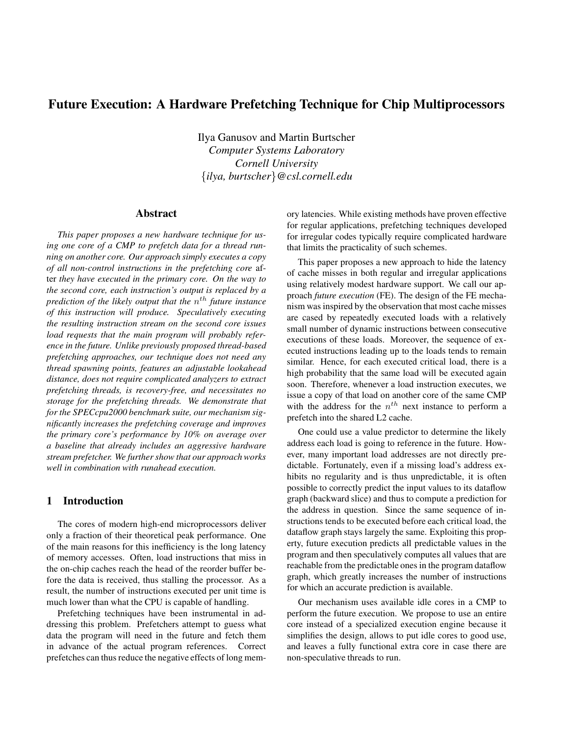# Future Execution: A Hardware Prefetching Technique for Chip Multiprocessors

Ilya Ganusov and Martin Burtscher
*Computer Systems Laboratory*
*Cornell University*
{*ilya, burtscher*}*@csl.cornell.edu*

## Abstract

*This paper proposes a new hardware technique for using one core of a CMP to prefetch data for a thread running on another core. Our approach simply executes a copy of all non-control instructions in the prefetching core after they have executed in the primary core. On the way to the second core, each instruction's output is replaced by a prediction of the likely output that the $n^{th}$ future instance of this instruction will produce. Speculatively executing the resulting instruction stream on the second core issues load requests that the main program will probably reference in the future. Unlike previously proposed thread-based prefetching approaches, our technique does not need any thread spawning points, features an adjustable lookahead distance, does not require complicated analyzers to extract prefetching threads, is recovery-free, and necessitates no storage for the prefetching threads. We demonstrate that for the SPECcpu2000 benchmark suite, our mechanism significantly increases the prefetching coverage and improves the primary core's performance by 10% on average over a baseline that already includes an aggressive hardware stream prefetcher. We further show that our approach works well in combination with runahead execution.*

## 1 Introduction

The cores of modern high-end microprocessors deliver only a fraction of their theoretical peak performance. One of the main reasons for this inefficiency is the long latency of memory accesses. Often, load instructions that miss in the on-chip caches reach the head of the reorder buffer before the data is received, thus stalling the processor. As a result, the number of instructions executed per unit time is much lower than what the CPU is capable of handling.

Prefetching techniques have been instrumental in addressing this problem. Prefetchers attempt to guess what data the program will need in the future and fetch them in advance of the actual program references. Correct prefetches can thus reduce the negative effects of long memory latencies. While existing methods have proven effective for regular applications, prefetching techniques developed for irregular codes typically require complicated hardware that limits the practicality of such schemes.

This paper proposes a new approach to hide the latency of cache misses in both regular and irregular applications using relatively modest hardware support. We call our approach *future execution* (FE). The design of the FE mechanism was inspired by the observation that most cache misses are cased by repeatedly executed loads with a relatively small number of dynamic instructions between consecutive executions of these loads. Moreover, the sequence of executed instructions leading up to the loads tends to remain similar. Hence, for each executed critical load, there is a high probability that the same load will be executed again soon. Therefore, whenever a load instruction executes, we issue a copy of that load on another core of the same CMP with the address for the $n^{th}$ next instance to perform a prefetch into the shared L2 cache.

One could use a value predictor to determine the likely address each load is going to reference in the future. However, many important load addresses are not directly predictable. Fortunately, even if a missing load's address exhibits no regularity and is thus unpredictable, it is often possible to correctly predict the input values to its dataflow graph (backward slice) and thus to compute a prediction for the address in question. Since the same sequence of instructions tends to be executed before each critical load, the dataflow graph stays largely the same. Exploiting this property, future execution predicts all predictable values in the program and then speculatively computes all values that are reachable from the predictable ones in the program dataflow graph, which greatly increases the number of instructions for which an accurate prediction is available.

Our mechanism uses available idle cores in a CMP to perform the future execution. We propose to use an entire core instead of a specialized execution engine because it simplifies the design, allows to put idle cores to good use, and leaves a fully functional extra core in case there are non-speculative threads to run.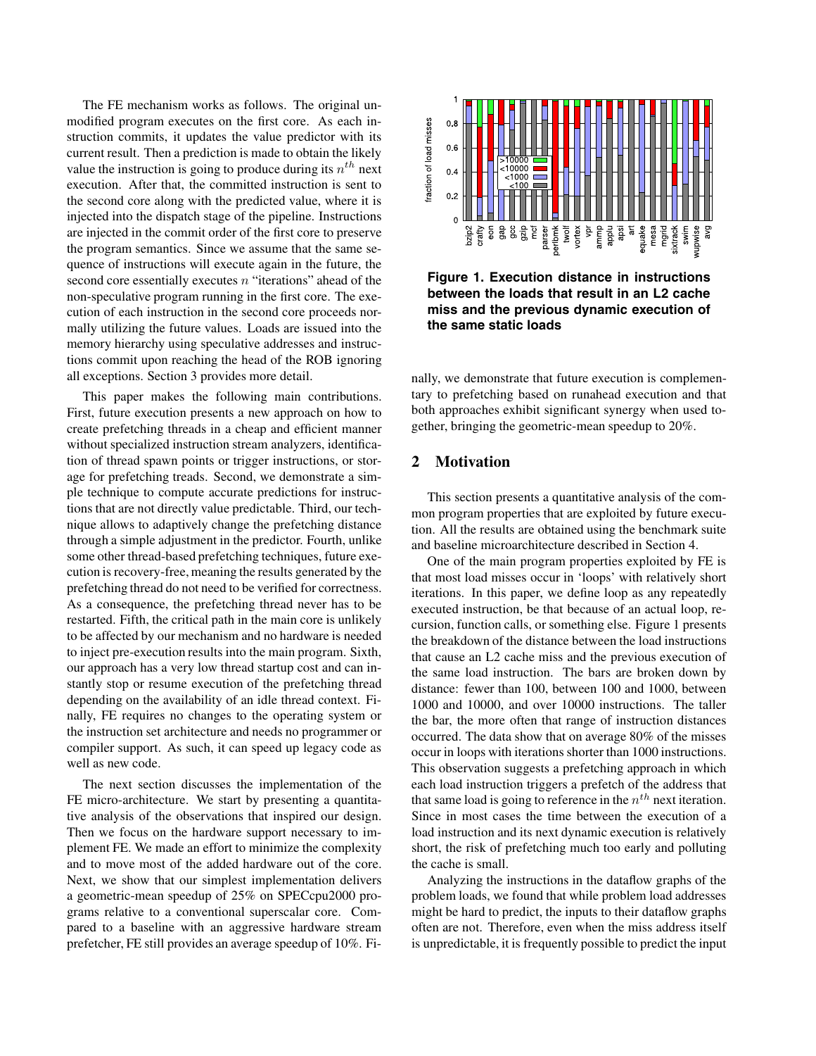The FE mechanism works as follows. The original unmodified program executes on the first core. As each instruction commits, it updates the value predictor with its current result. Then a prediction is made to obtain the likely value the instruction is going to produce during its $n^{th}$ next execution. After that, the committed instruction is sent to the second core along with the predicted value, where it is injected into the dispatch stage of the pipeline. Instructions are injected in the commit order of the first core to preserve the program semantics. Since we assume that the same sequence of instructions will execute again in the future, the second core essentially executes $n$ "iterations" ahead of the non-speculative program running in the first core. The execution of each instruction in the second core proceeds normally utilizing the future values. Loads are issued into the memory hierarchy using speculative addresses and instructions commit upon reaching the head of the ROB ignoring all exceptions. Section 3 provides more detail.

This paper makes the following main contributions. First, future execution presents a new approach on how to create prefetching threads in a cheap and efficient manner without specialized instruction stream analyzers, identification of thread spawn points or trigger instructions, or storage for prefetching treads. Second, we demonstrate a simple technique to compute accurate predictions for instructions that are not directly value predictable. Third, our technique allows to adaptively change the prefetching distance through a simple adjustment in the predictor. Fourth, unlike some other thread-based prefetching techniques, future execution is recovery-free, meaning the results generated by the prefetching thread do not need to be verified for correctness. As a consequence, the prefetching thread never has to be restarted. Fifth, the critical path in the main core is unlikely to be affected by our mechanism and no hardware is needed to inject pre-execution results into the main program. Sixth, our approach has a very low thread startup cost and can instantly stop or resume execution of the prefetching thread depending on the availability of an idle thread context. Finally, FE requires no changes to the operating system or the instruction set architecture and needs no programmer or compiler support. As such, it can speed up legacy code as well as new code.

The next section discusses the implementation of the FE micro-architecture. We start by presenting a quantitative analysis of the observations that inspired our design. Then we focus on the hardware support necessary to implement FE. We made an effort to minimize the complexity and to move most of the added hardware out of the core. Next, we show that our simplest implementation delivers a geometric-mean speedup of 25% on SPECcpu2000 programs relative to a conventional superscalar core. Compared to a baseline with an aggressive hardware stream prefetcher, FE still provides an average speedup of 10%. Finally, we demonstrate that future execution is complementary to prefetching based on runahead execution and that both approaches exhibit significant synergy when used together, bringing the geometric-mean speedup to 20%.

**Figure 1. Execution distance in instructions between the loads that result in an L2 cache miss and the previous dynamic execution of the same static loads**

## 2 Motivation

This section presents a quantitative analysis of the common program properties that are exploited by future execution. All the results are obtained using the benchmark suite and baseline microarchitecture described in Section 4.

One of the main program properties exploited by FE is that most load misses occur in 'loops' with relatively short iterations. In this paper, we define loop as any repeatedly executed instruction, be that because of an actual loop, recursion, function calls, or something else. Figure 1 presents the breakdown of the distance between the load instructions that cause an L2 cache miss and the previous execution of the same load instruction. The bars are broken down by distance: fewer than 100, between 100 and 1000, between 1000 and 10000, and over 10000 instructions. The taller the bar, the more often that range of instruction distances occurred. The data show that on average 80% of the misses occur in loops with iterations shorter than 1000 instructions. This observation suggests a prefetching approach in which each load instruction triggers a prefetch of the address that that same load is going to reference in the $n^{th}$ next iteration. Since in most cases the time between the execution of a load instruction and its next dynamic execution is relatively short, the risk of prefetching much too early and polluting the cache is small.

Analyzing the instructions in the dataflow graphs of the problem loads, we found that while problem load addresses might be hard to predict, the inputs to their dataflow graphs often are not. Therefore, even when the miss address itself is unpredictable, it is frequently possible to predict the input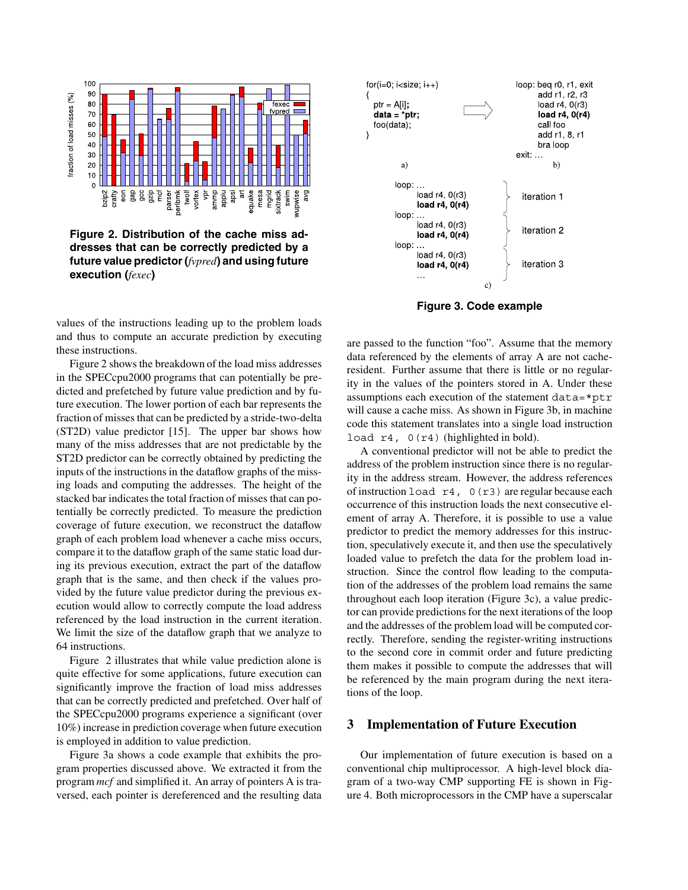**Figure 2. Distribution of the cache miss addresses that can be correctly predicted by a future value predictor (*fvpred*) and using future execution (*fexec*)**

values of the instructions leading up to the problem loads and thus to compute an accurate prediction by executing these instructions.

Figure 2 shows the breakdown of the load miss addresses in the SPECcpu2000 programs that can potentially be predicted and prefetched by future value prediction and by future execution. The lower portion of each bar represents the fraction of misses that can be predicted by a stride-two-delta (ST2D) value predictor [15]. The upper bar shows how many of the miss addresses that are not predictable by the ST2D predictor can be correctly obtained by predicting the inputs of the instructions in the dataflow graphs of the missing loads and computing the addresses. The height of the stacked bar indicates the total fraction of misses that can potentially be correctly predicted. To measure the prediction coverage of future execution, we reconstruct the dataflow graph of each problem load whenever a cache miss occurs, compare it to the dataflow graph of the same static load during its previous execution, extract the part of the dataflow graph that is the same, and then check if the values provided by the future value predictor during the previous execution would allow to correctly compute the load address referenced by the load instruction in the current iteration. We limit the size of the dataflow graph that we analyze to 64 instructions.

Figure 2 illustrates that while value prediction alone is quite effective for some applications, future execution can significantly improve the fraction of load miss addresses that can be correctly predicted and prefetched. Over half of the SPECcpu2000 programs experience a significant (over 10%) increase in prediction coverage when future execution is employed in addition to value prediction.

Figure 3a shows a code example that exhibits the program properties discussed above. We extracted it from the program *mcf* and simplified it. An array of pointers A is traversed, each pointer is dereferenced and the resulting data

a)
```
for(i=0; i<size; i++)
{
  ptr = A[i];
  data = *ptr;
  foo(data);
}
```

b)
```
loop: beq r0, r1, exit
      add r1, r2, r3
      load r4, 0(r3)
      load r4, 0(r4)
      call foo
      add r1, 8, r1
      bra loop
exit: ...
```

c)
```
loop: ...
      load r4, 0(r3)
      load r4, 0(r4)      } iteration 1
loop: ...
      load r4, 0(r3)
      load r4, 0(r4)      } iteration 2
loop: ...
      load r4, 0(r3)
      load r4, 0(r4)      } iteration 3
      ...
```

**Figure 3. Code example**

are passed to the function "foo". Assume that the memory data referenced by the elements of array A are not cache-resident. Further assume that there is little or no regularity in the values of the pointers stored in A. Under these assumptions each execution of the statement `data=*ptr` will cause a cache miss. As shown in Figure 3b, in machine code this statement translates into a single load instruction `load r4, 0(r4)` (highlighted in bold).

A conventional predictor will not be able to predict the address of the problem instruction since there is no regularity in the address stream. However, the address references of instruction `load r4, 0(r3)` are regular because each occurrence of this instruction loads the next consecutive element of array A. Therefore, it is possible to use a value predictor to predict the memory addresses for this instruction, speculatively execute it, and then use the speculatively loaded value to prefetch the data for the problem load instruction. Since the control flow leading to the computation of the addresses of the problem load remains the same throughout each loop iteration (Figure 3c), a value predictor can provide predictions for the next iterations of the loop and the addresses of the problem load will be computed correctly. Therefore, sending the register-writing instructions to the second core in commit order and future predicting them makes it possible to compute the addresses that will be referenced by the main program during the next iterations of the loop.

## 3 Implementation of Future Execution

Our implementation of future execution is based on a conventional chip multiprocessor. A high-level block diagram of a two-way CMP supporting FE is shown in Figure 4. Both microprocessors in the CMP have a superscalar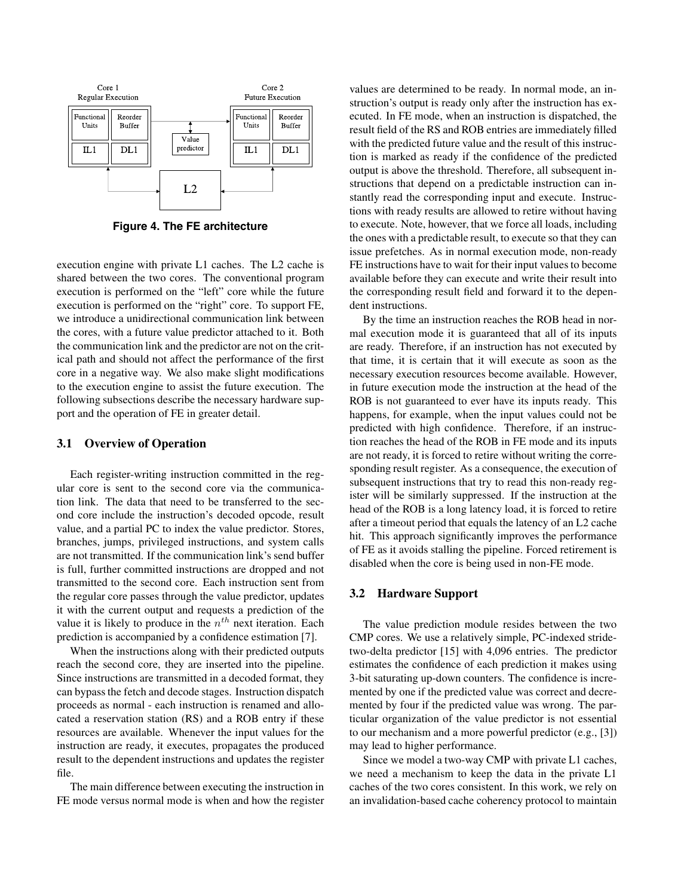Core 1
Regular Execution

Functional Units
Reorder Buffer
IL1
DL1

Value predictor

Core 2
Future Execution

Functional Units
Reorder Buffer
IL1
DL1

L2

**Figure 4. The FE architecture**

execution engine with private L1 caches. The L2 cache is shared between the two cores. The conventional program execution is performed on the "left" core while the future execution is performed on the "right" core. To support FE, we introduce a unidirectional communication link between the cores, with a future value predictor attached to it. Both the communication link and the predictor are not on the critical path and should not affect the performance of the first core in a negative way. We also make slight modifications to the execution engine to assist the future execution. The following subsections describe the necessary hardware support and the operation of FE in greater detail.

### 3.1 Overview of Operation

Each register-writing instruction committed in the regular core is sent to the second core via the communication link. The data that need to be transferred to the second core include the instruction's decoded opcode, result value, and a partial PC to index the value predictor. Stores, branches, jumps, privileged instructions, and system calls are not transmitted. If the communication link's send buffer is full, further committed instructions are dropped and not transmitted to the second core. Each instruction sent from the regular core passes through the value predictor, updates it with the current output and requests a prediction of the value it is likely to produce in the $n^{th}$ next iteration. Each prediction is accompanied by a confidence estimation [7].

When the instructions along with their predicted outputs reach the second core, they are inserted into the pipeline. Since instructions are transmitted in a decoded format, they can bypass the fetch and decode stages. Instruction dispatch proceeds as normal - each instruction is renamed and allocated a reservation station (RS) and a ROB entry if these resources are available. Whenever the input values for the instruction are ready, it executes, propagates the produced result to the dependent instructions and updates the register file.

The main difference between executing the instruction in FE mode versus normal mode is when and how the register values are determined to be ready. In normal mode, an instruction's output is ready only after the instruction has executed. In FE mode, when an instruction is dispatched, the result field of the RS and ROB entries are immediately filled with the predicted future value and the result of this instruction is marked as ready if the confidence of the predicted output is above the threshold. Therefore, all subsequent instructions that depend on a predictable instruction can instantly read the corresponding input and execute. Instructions with ready results are allowed to retire without having to execute. Note, however, that we force all loads, including the ones with a predictable result, to execute so that they can issue prefetches. As in normal execution mode, non-ready FE instructions have to wait for their input values to become available before they can execute and write their result into the corresponding result field and forward it to the dependent instructions.

By the time an instruction reaches the ROB head in normal execution mode it is guaranteed that all of its inputs are ready. Therefore, if an instruction has not executed by that time, it is certain that it will execute as soon as the necessary execution resources become available. However, in future execution mode the instruction at the head of the ROB is not guaranteed to ever have its inputs ready. This happens, for example, when the input values could not be predicted with high confidence. Therefore, if an instruction reaches the head of the ROB in FE mode and its inputs are not ready, it is forced to retire without writing the corresponding result register. As a consequence, the execution of subsequent instructions that try to read this non-ready register will be similarly suppressed. If the instruction at the head of the ROB is a long latency load, it is forced to retire after a timeout period that equals the latency of an L2 cache hit. This approach significantly improves the performance of FE as it avoids stalling the pipeline. Forced retirement is disabled when the core is being used in non-FE mode.

### 3.2 Hardware Support

The value prediction module resides between the two CMP cores. We use a relatively simple, PC-indexed stride-two-delta predictor [15] with 4,096 entries. The predictor estimates the confidence of each prediction it makes using 3-bit saturating up-down counters. The confidence is incremented by one if the predicted value was correct and decremented by four if the predicted value was wrong. The particular organization of the value predictor is not essential to our mechanism and a more powerful predictor (e.g., [3]) may lead to higher performance.

Since we model a two-way CMP with private L1 caches, we need a mechanism to keep the data in the private L1 caches of the two cores consistent. In this work, we rely on an invalidation-based cache coherency protocol to maintain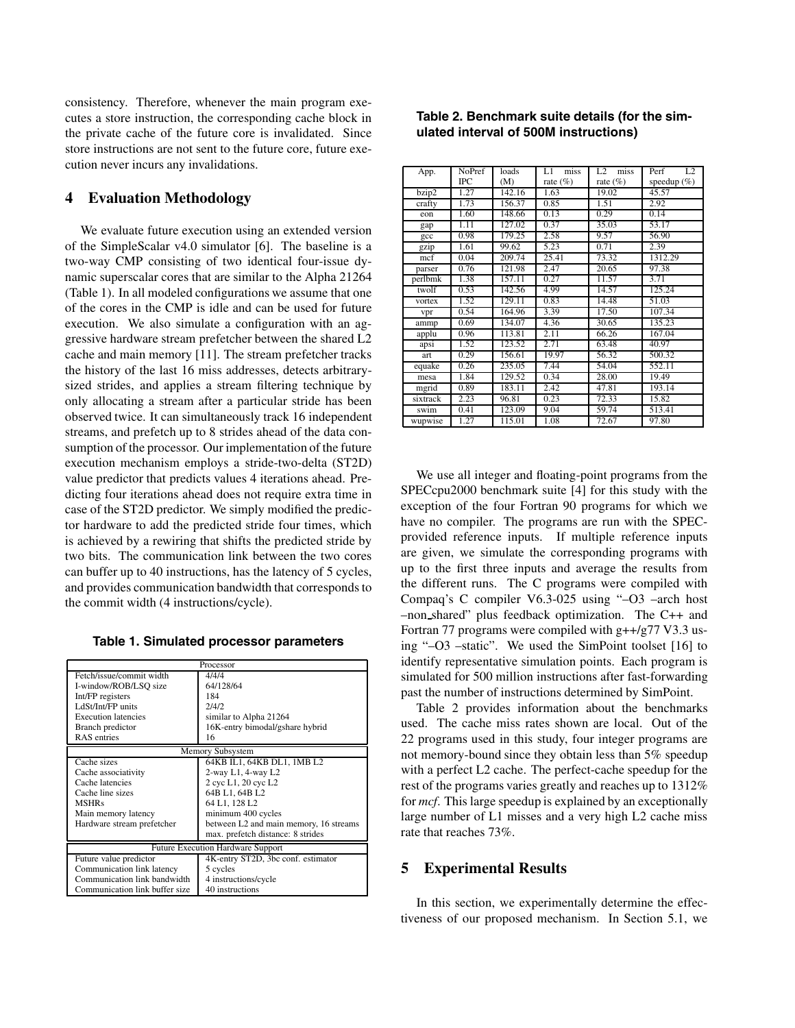consistency. Therefore, whenever the main program executes a store instruction, the corresponding cache block in the private cache of the future core is invalidated. Since store instructions are not sent to the future core, future execution never incurs any invalidations.

## 4 Evaluation Methodology

We evaluate future execution using an extended version of the SimpleScalar v4.0 simulator [6]. The baseline is a two-way CMP consisting of two identical four-issue dynamic superscalar cores that are similar to the Alpha 21264 (Table 1). In all modeled configurations we assume that one of the cores in the CMP is idle and can be used for future execution. We also simulate a configuration with an aggressive hardware stream prefetcher between the shared L2 cache and main memory [11]. The stream prefetcher tracks the history of the last 16 miss addresses, detects arbitrary-sized strides, and applies a stream filtering technique by only allocating a stream after a particular stride has been observed twice. It can simultaneously track 16 independent streams, and prefetch up to 8 strides ahead of the data consumption of the processor. Our implementation of the future execution mechanism employs a stride-two-delta (ST2D) value predictor that predicts values 4 iterations ahead. Predicting four iterations ahead does not require extra time in case of the ST2D predictor. We simply modified the predictor hardware to add the predicted stride four times, which is achieved by a rewiring that shifts the predicted stride by two bits. The communication link between the two cores can buffer up to 40 instructions, has the latency of 5 cycles, and provides communication bandwidth that corresponds to the commit width (4 instructions/cycle).

**Table 1. Simulated processor parameters**

| Processor | |
|---|---|
| Fetch/issue/commit width | 4/4/4 |
| I-window/ROB/LSQ size | 64/128/64 |
| Int/FP registers | 184 |
| LdSt/Int/FP units | 2/4/2 |
| Execution latencies | similar to Alpha 21264 |
| Branch predictor | 16K-entry bimodal/gshare hybrid |
| RAS entries | 16 |
| **Memory Subsystem** | |
| Cache sizes | 64KB IL1, 64KB DL1, 1MB L2 |
| Cache associativity | 2-way L1, 4-way L2 |
| Cache latencies | 2 cyc L1, 20 cyc L2 |
| Cache line sizes | 64B L1, 64B L2 |
| MSHRs | 64 L1, 128 L2 |
| Main memory latency | minimum 400 cycles |
| Hardware stream prefetcher | between L2 and main memory, 16 streams max. prefetch distance: 8 strides |
| **Future Execution Hardware Support** | |
| Future value predictor | 4K-entry ST2D, 3bc conf. estimator |
| Communication link latency | 5 cycles |
| Communication link bandwidth | 4 instructions/cycle |
| Communication link buffer size | 40 instructions |

**Table 2. Benchmark suite details (for the simulated interval of 500M instructions)**

| App. | NoPref IPC | loads (M) | L1 miss rate (%) | L2 miss rate (%) | Perf L2 speedup (%) |
|---|---|---|---|---|---|
| bzip2 | 1.27 | 142.16 | 1.63 | 19.02 | 45.57 |
| crafty | 1.73 | 156.37 | 0.85 | 1.51 | 2.92 |
| eon | 1.60 | 148.66 | 0.13 | 0.29 | 0.14 |
| gap | 1.11 | 127.02 | 0.37 | 35.03 | 53.17 |
| gcc | 0.98 | 179.25 | 2.58 | 9.57 | 56.90 |
| gzip | 1.61 | 99.62 | 5.23 | 0.71 | 2.39 |
| mcf | 0.04 | 209.74 | 25.41 | 73.32 | 1312.29 |
| parser | 0.76 | 121.98 | 2.47 | 20.65 | 97.38 |
| perlbmk | 1.38 | 157.11 | 0.27 | 11.57 | 3.71 |
| twolf | 0.53 | 142.56 | 4.99 | 14.57 | 125.24 |
| vortex | 1.52 | 129.11 | 0.83 | 14.48 | 51.03 |
| vpr | 0.54 | 164.96 | 3.39 | 17.50 | 107.34 |
| ammp | 0.69 | 134.07 | 4.36 | 30.65 | 135.23 |
| applu | 0.96 | 113.81 | 2.11 | 66.26 | 167.04 |
| apsi | 1.52 | 123.52 | 2.71 | 63.48 | 40.97 |
| art | 0.29 | 156.61 | 19.97 | 56.32 | 500.32 |
| equake | 0.26 | 235.05 | 7.44 | 54.04 | 552.11 |
| mesa | 1.84 | 129.52 | 0.34 | 28.00 | 19.49 |
| mgrid | 0.89 | 183.11 | 2.42 | 47.81 | 193.14 |
| sixtrack | 2.23 | 96.81 | 0.23 | 72.33 | 15.82 |
| swim | 0.41 | 123.09 | 9.04 | 59.74 | 513.41 |
| wupwise | 1.27 | 115.01 | 1.08 | 72.67 | 97.80 |

We use all integer and floating-point programs from the SPECcpu2000 benchmark suite [4] for this study with the exception of the four Fortran 90 programs for which we have no compiler. The programs are run with the SPEC-provided reference inputs. If multiple reference inputs are given, we simulate the corresponding programs with up to the first three inputs and average the results from the different runs. The C programs were compiled with Compaq's C compiler V6.3-025 using "–O3 –arch host –non_shared" plus feedback optimization. The C++ and Fortran 77 programs were compiled with g++/g77 V3.3 using "–O3 –static". We used the SimPoint toolset [16] to identify representative simulation points. Each program is simulated for 500 million instructions after fast-forwarding past the number of instructions determined by SimPoint.

Table 2 provides information about the benchmarks used. The cache miss rates shown are local. Out of the 22 programs used in this study, four integer programs are not memory-bound since they obtain less than 5% speedup with a perfect L2 cache. The perfect-cache speedup for the rest of the programs varies greatly and reaches up to 1312% for *mcf*. This large speedup is explained by an exceptionally large number of L1 misses and a very high L2 cache miss rate that reaches 73%.

## 5 Experimental Results

In this section, we experimentally determine the effectiveness of our proposed mechanism. In Section 5.1, we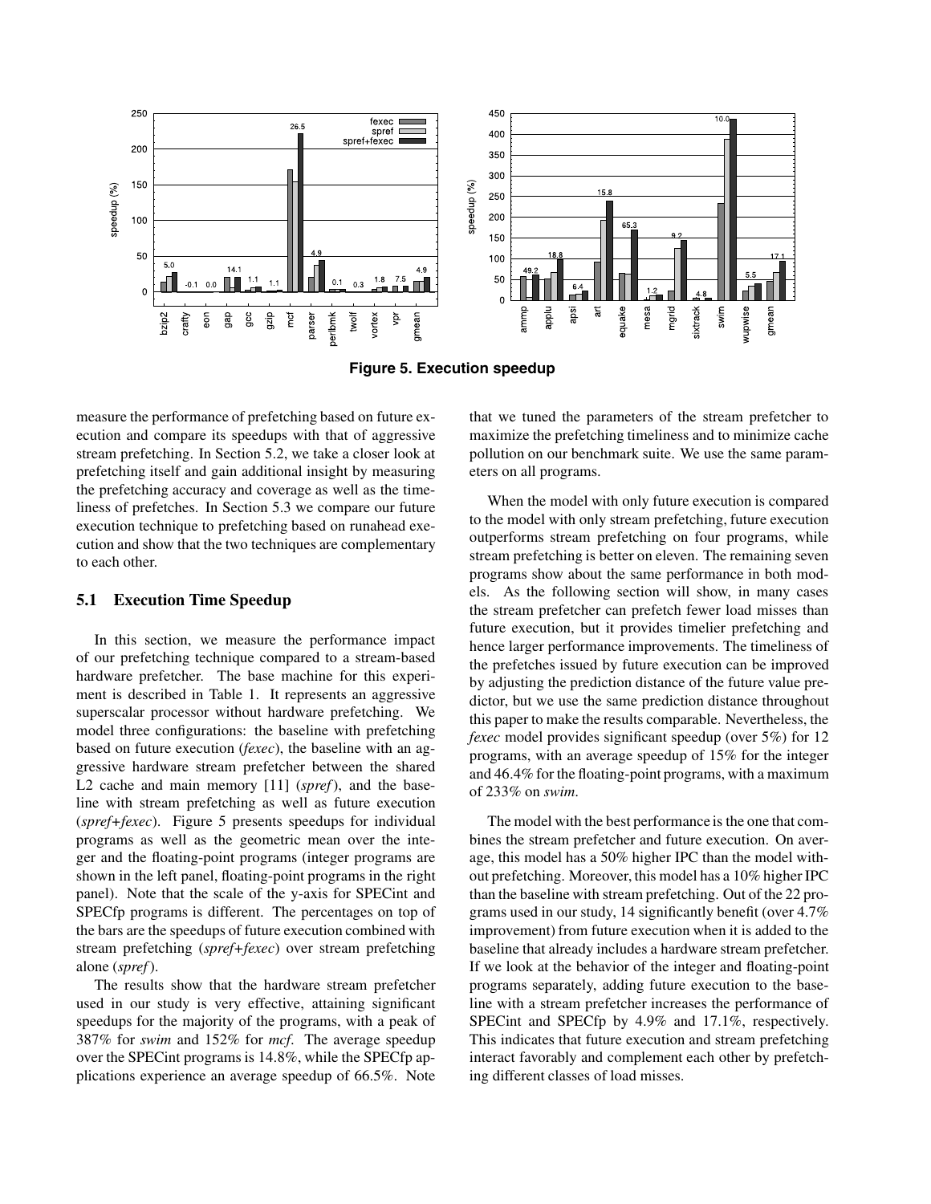**Figure 5. Execution speedup**

measure the performance of prefetching based on future execution and compare its speedups with that of aggressive stream prefetching. In Section 5.2, we take a closer look at prefetching itself and gain additional insight by measuring the prefetching accuracy and coverage as well as the timeliness of prefetches. In Section 5.3 we compare our future execution technique to prefetching based on runahead execution and show that the two techniques are complementary to each other.

### 5.1 Execution Time Speedup

In this section, we measure the performance impact of our prefetching technique compared to a stream-based hardware prefetcher. The base machine for this experiment is described in Table 1. It represents an aggressive superscalar processor without hardware prefetching. We model three configurations: the baseline with prefetching based on future execution (*fexec*), the baseline with an aggressive hardware stream prefetcher between the shared L2 cache and main memory [11] (*spref*), and the baseline with stream prefetching as well as future execution (*spref+fexec*). Figure 5 presents speedups for individual programs as well as the geometric mean over the integer and the floating-point programs (integer programs are shown in the left panel, floating-point programs in the right panel). Note that the scale of the y-axis for SPECint and SPECfp programs is different. The percentages on top of the bars are the speedups of future execution combined with stream prefetching (*spref+fexec*) over stream prefetching alone (*spref*).

The results show that the hardware stream prefetcher used in our study is very effective, attaining significant speedups for the majority of the programs, with a peak of 387% for *swim* and 152% for *mcf*. The average speedup over the SPECint programs is 14.8%, while the SPECfp applications experience an average speedup of 66.5%. Note that we tuned the parameters of the stream prefetcher to maximize the prefetching timeliness and to minimize cache pollution on our benchmark suite. We use the same parameters on all programs.

When the model with only future execution is compared to the model with only stream prefetching, future execution outperforms stream prefetching on four programs, while stream prefetching is better on eleven. The remaining seven programs show about the same performance in both models. As the following section will show, in many cases the stream prefetcher can prefetch fewer load misses than future execution, but it provides timelier prefetching and hence larger performance improvements. The timeliness of the prefetches issued by future execution can be improved by adjusting the prediction distance of the future value predictor, but we use the same prediction distance throughout this paper to make the results comparable. Nevertheless, the *fexec* model provides significant speedup (over 5%) for 12 programs, with an average speedup of 15% for the integer and 46.4% for the floating-point programs, with a maximum of 233% on *swim*.

The model with the best performance is the one that combines the stream prefetcher and future execution. On average, this model has a 50% higher IPC than the model without prefetching. Moreover, this model has a 10% higher IPC than the baseline with stream prefetching. Out of the 22 programs used in our study, 14 significantly benefit (over 4.7% improvement) from future execution when it is added to the baseline that already includes a hardware stream prefetcher. If we look at the behavior of the integer and floating-point programs separately, adding future execution to the baseline with a stream prefetcher increases the performance of SPECint and SPECfp by 4.9% and 17.1%, respectively. This indicates that future execution and stream prefetching interact favorably and complement each other by prefetching different classes of load misses.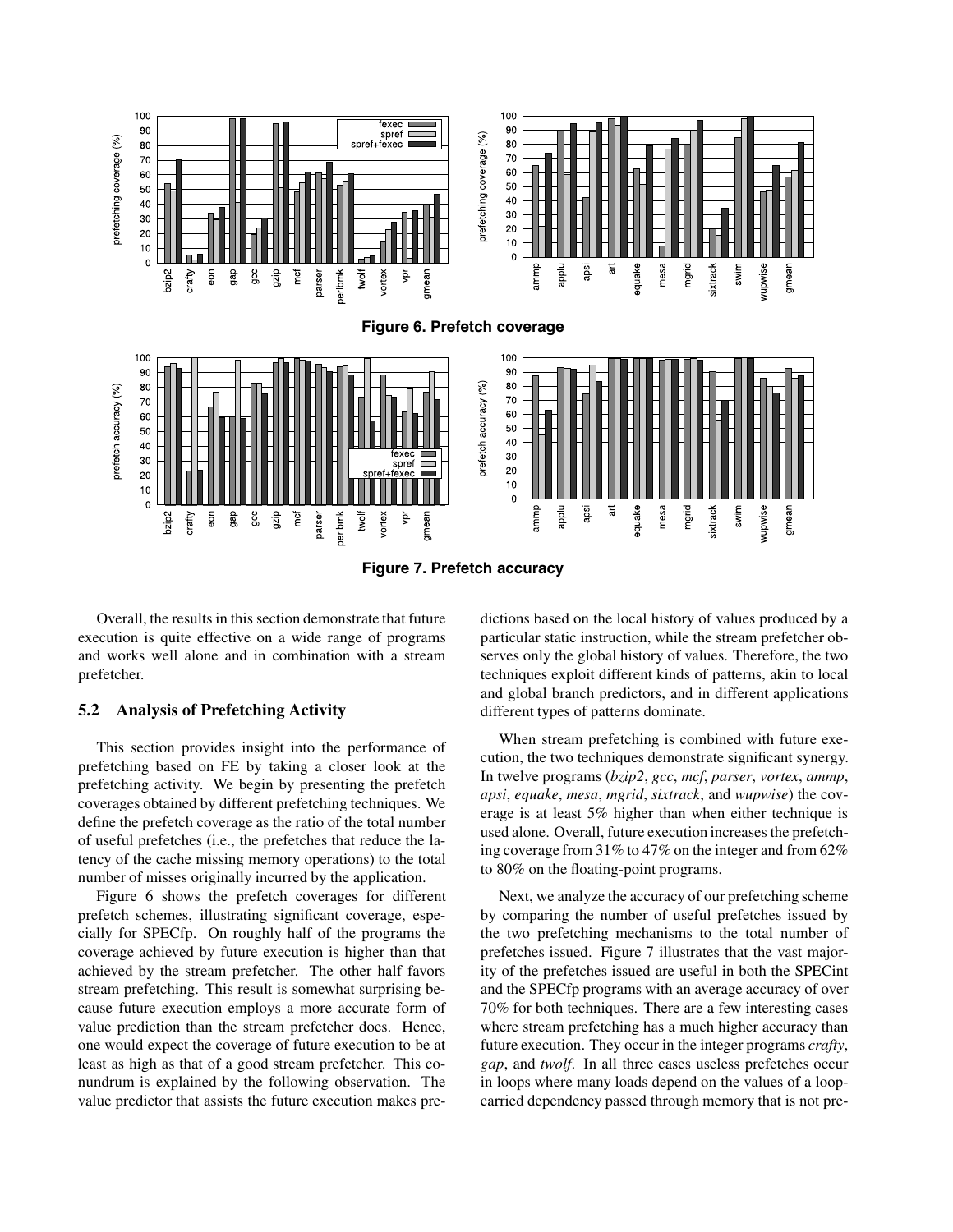**Figure 6. Prefetch coverage**

**Figure 7. Prefetch accuracy**

Overall, the results in this section demonstrate that future execution is quite effective on a wide range of programs and works well alone and in combination with a stream prefetcher.

### 5.2 Analysis of Prefetching Activity

This section provides insight into the performance of prefetching based on FE by taking a closer look at the prefetching activity. We begin by presenting the prefetch coverages obtained by different prefetching techniques. We define the prefetch coverage as the ratio of the total number of useful prefetches (i.e., the prefetches that reduce the latency of the cache missing memory operations) to the total number of misses originally incurred by the application.

Figure 6 shows the prefetch coverages for different prefetch schemes, illustrating significant coverage, especially for SPECfp. On roughly half of the programs the coverage achieved by future execution is higher than that achieved by the stream prefetcher. The other half favors stream prefetching. This result is somewhat surprising because future execution employs a more accurate form of value prediction than the stream prefetcher does. Hence, one would expect the coverage of future execution to be at least as high as that of a good stream prefetcher. This conundrum is explained by the following observation. The value predictor that assists the future execution makes predictions based on the local history of values produced by a particular static instruction, while the stream prefetcher observes only the global history of values. Therefore, the two techniques exploit different kinds of patterns, akin to local and global branch predictors, and in different applications different types of patterns dominate.

When stream prefetching is combined with future execution, the two techniques demonstrate significant synergy. In twelve programs (*bzip2*, *gcc*, *mcf*, *parser*, *vortex*, *ammp*, *apsi*, *equake*, *mesa*, *mgrid*, *sixtrack*, and *wupwise*) the coverage is at least 5% higher than when either technique is used alone. Overall, future execution increases the prefetching coverage from 31% to 47% on the integer and from 62% to 80% on the floating-point programs.

Next, we analyze the accuracy of our prefetching scheme by comparing the number of useful prefetches issued by the two prefetching mechanisms to the total number of prefetches issued. Figure 7 illustrates that the vast majority of the prefetches issued are useful in both the SPECint and the SPECfp programs with an average accuracy of over 70% for both techniques. There are a few interesting cases where stream prefetching has a much higher accuracy than future execution. They occur in the integer programs *crafty*, *gap*, and *twolf*. In all three cases useless prefetches occur in loops where many loads depend on the values of a loop-carried dependency passed through memory that is not pre-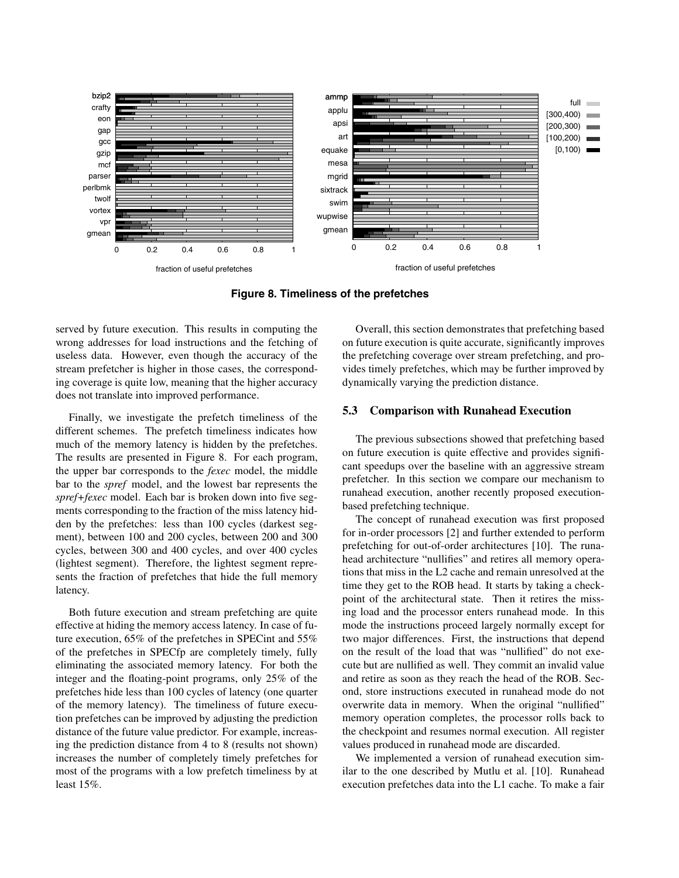**Figure 8. Timeliness of the prefetches**

served by future execution. This results in computing the wrong addresses for load instructions and the fetching of useless data. However, even though the accuracy of the stream prefetcher is higher in those cases, the corresponding coverage is quite low, meaning that the higher accuracy does not translate into improved performance.

Finally, we investigate the prefetch timeliness of the different schemes. The prefetch timeliness indicates how much of the memory latency is hidden by the prefetches. The results are presented in Figure 8. For each program, the upper bar corresponds to the *fexec* model, the middle bar to the *spref* model, and the lowest bar represents the *spref+fexec* model. Each bar is broken down into five segments corresponding to the fraction of the miss latency hidden by the prefetches: less than 100 cycles (darkest segment), between 100 and 200 cycles, between 200 and 300 cycles, between 300 and 400 cycles, and over 400 cycles (lightest segment). Therefore, the lightest segment represents the fraction of prefetches that hide the full memory latency.

Both future execution and stream prefetching are quite effective at hiding the memory access latency. In case of future execution, 65% of the prefetches in SPECint and 55% of the prefetches in SPECfp are completely timely, fully eliminating the associated memory latency. For both the integer and the floating-point programs, only 25% of the prefetches hide less than 100 cycles of latency (one quarter of the memory latency). The timeliness of future execution prefetches can be improved by adjusting the prediction distance of the future value predictor. For example, increasing the prediction distance from 4 to 8 (results not shown) increases the number of completely timely prefetches for most of the programs with a low prefetch timeliness by at least 15%.

Overall, this section demonstrates that prefetching based on future execution is quite accurate, significantly improves the prefetching coverage over stream prefetching, and provides timely prefetches, which may be further improved by dynamically varying the prediction distance.

### 5.3 Comparison with Runahead Execution

The previous subsections showed that prefetching based on future execution is quite effective and provides significant speedups over the baseline with an aggressive stream prefetcher. In this section we compare our mechanism to runahead execution, another recently proposed execution-based prefetching technique.

The concept of runahead execution was first proposed for in-order processors [2] and further extended to perform prefetching for out-of-order architectures [10]. The runahead architecture "nullifies" and retires all memory operations that miss in the L2 cache and remain unresolved at the time they get to the ROB head. It starts by taking a checkpoint of the architectural state. Then it retires the missing load and the processor enters runahead mode. In this mode the instructions proceed largely normally except for two major differences. First, the instructions that depend on the result of the load that was "nullified" do not execute but are nullified as well. They commit an invalid value and retire as soon as they reach the head of the ROB. Second, store instructions executed in runahead mode do not overwrite data in memory. When the original "nullified" memory operation completes, the processor rolls back to the checkpoint and resumes normal execution. All register values produced in runahead mode are discarded.

We implemented a version of runahead execution similar to the one described by Mutlu et al. [10]. Runahead execution prefetches data into the L1 cache. To make a fair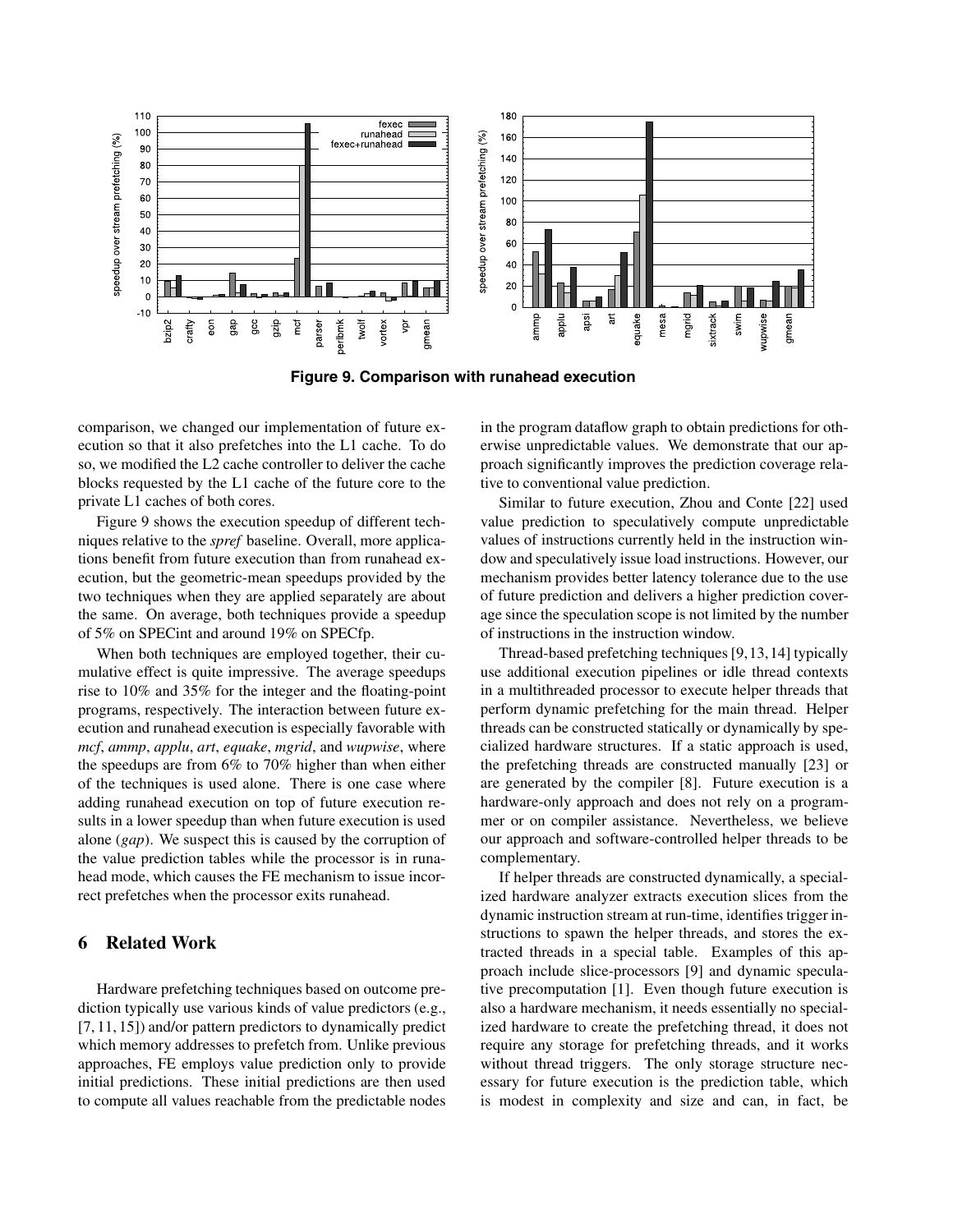**Figure 9. Comparison with runahead execution**

comparison, we changed our implementation of future execution so that it also prefetches into the L1 cache. To do so, we modified the L2 cache controller to deliver the cache blocks requested by the L1 cache of the future core to the private L1 caches of both cores.

Figure 9 shows the execution speedup of different techniques relative to the *spref* baseline. Overall, more applications benefit from future execution than from runahead execution, but the geometric-mean speedups provided by the two techniques when they are applied separately are about the same. On average, both techniques provide a speedup of 5% on SPECint and around 19% on SPECfp.

When both techniques are employed together, their cumulative effect is quite impressive. The average speedups rise to 10% and 35% for the integer and the floating-point programs, respectively. The interaction between future execution and runahead execution is especially favorable with *mcf*, *ammp*, *applu*, *art*, *equake*, *mgrid*, and *wupwise*, where the speedups are from 6% to 70% higher than when either of the techniques is used alone. There is one case where adding runahead execution on top of future execution results in a lower speedup than when future execution is used alone (*gap*). We suspect this is caused by the corruption of the value prediction tables while the processor is in runahead mode, which causes the FE mechanism to issue incorrect prefetches when the processor exits runahead.

## 6 Related Work

Hardware prefetching techniques based on outcome prediction typically use various kinds of value predictors (e.g., [7, 11, 15]) and/or pattern predictors to dynamically predict which memory addresses to prefetch from. Unlike previous approaches, FE employs value prediction only to provide initial predictions. These initial predictions are then used to compute all values reachable from the predictable nodes in the program dataflow graph to obtain predictions for otherwise unpredictable values. We demonstrate that our approach significantly improves the prediction coverage relative to conventional value prediction.

Similar to future execution, Zhou and Conte [22] used value prediction to speculatively compute unpredictable values of instructions currently held in the instruction window and speculatively issue load instructions. However, our mechanism provides better latency tolerance due to the use of future prediction and delivers a higher prediction coverage since the speculation scope is not limited by the number of instructions in the instruction window.

Thread-based prefetching techniques [9,13,14] typically use additional execution pipelines or idle thread contexts in a multithreaded processor to execute helper threads that perform dynamic prefetching for the main thread. Helper threads can be constructed statically or dynamically by specialized hardware structures. If a static approach is used, the prefetching threads are constructed manually [23] or are generated by the compiler [8]. Future execution is a hardware-only approach and does not rely on a programmer or on compiler assistance. Nevertheless, we believe our approach and software-controlled helper threads to be complementary.

If helper threads are constructed dynamically, a specialized hardware analyzer extracts execution slices from the dynamic instruction stream at run-time, identifies trigger instructions to spawn the helper threads, and stores the extracted threads in a special table. Examples of this approach include slice-processors [9] and dynamic speculative precomputation [1]. Even though future execution is also a hardware mechanism, it needs essentially no specialized hardware to create the prefetching thread, it does not require any storage for prefetching threads, and it works without thread triggers. The only storage structure necessary for future execution is the prediction table, which is modest in complexity and size and can, in fact, be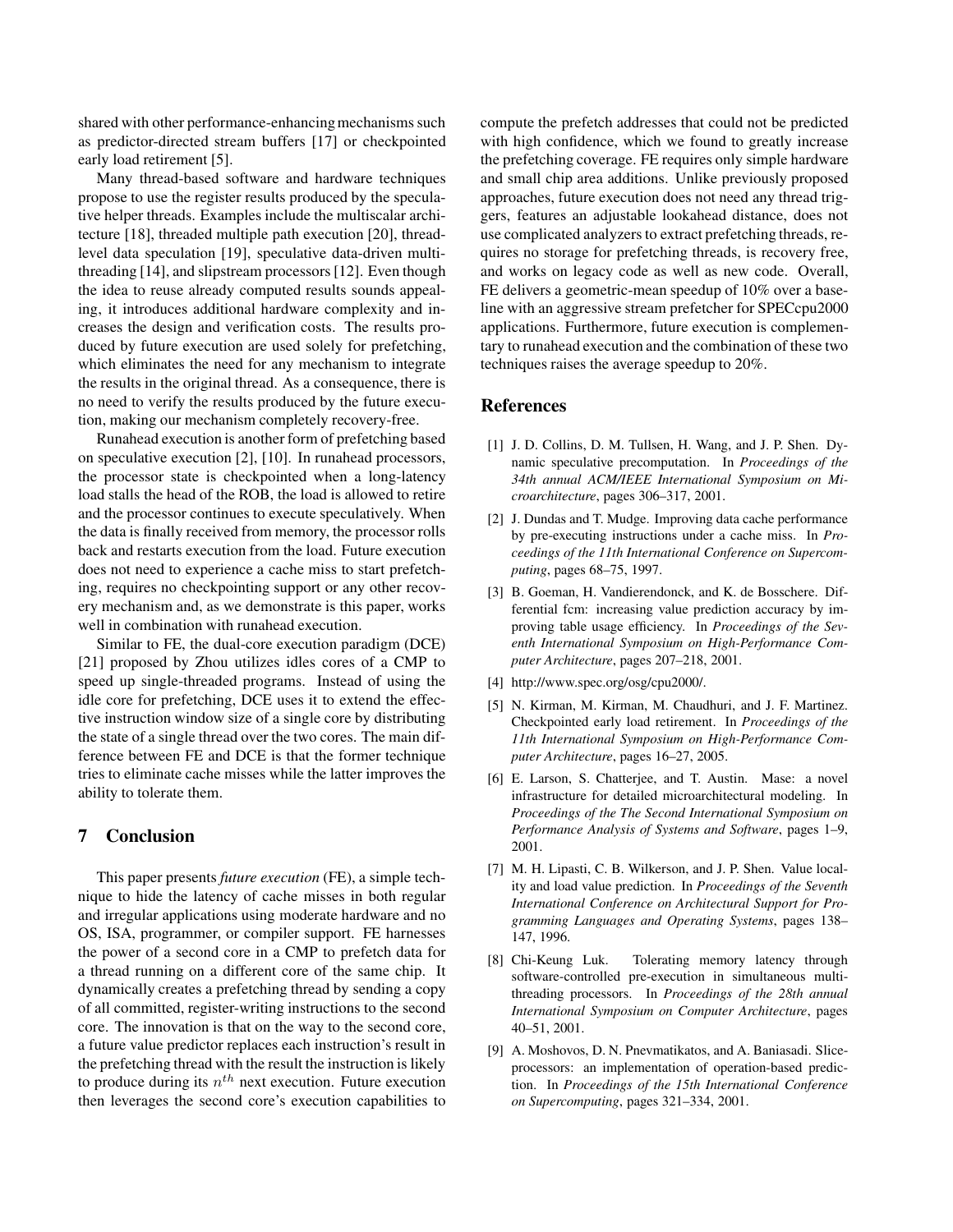shared with other performance-enhancing mechanisms such as predictor-directed stream buffers [17] or checkpointed early load retirement [5].

Many thread-based software and hardware techniques propose to use the register results produced by the speculative helper threads. Examples include the multiscalar architecture [18], threaded multiple path execution [20], thread-level data speculation [19], speculative data-driven multithreading [14], and slipstream processors [12]. Even though the idea to reuse already computed results sounds appealing, it introduces additional hardware complexity and increases the design and verification costs. The results produced by future execution are used solely for prefetching, which eliminates the need for any mechanism to integrate the results in the original thread. As a consequence, there is no need to verify the results produced by the future execution, making our mechanism completely recovery-free.

Runahead execution is another form of prefetching based on speculative execution [2], [10]. In runahead processors, the processor state is checkpointed when a long-latency load stalls the head of the ROB, the load is allowed to retire and the processor continues to execute speculatively. When the data is finally received from memory, the processor rolls back and restarts execution from the load. Future execution does not need to experience a cache miss to start prefetching, requires no checkpointing support or any other recovery mechanism and, as we demonstrate is this paper, works well in combination with runahead execution.

Similar to FE, the dual-core execution paradigm (DCE) [21] proposed by Zhou utilizes idles cores of a CMP to speed up single-threaded programs. Instead of using the idle core for prefetching, DCE uses it to extend the effective instruction window size of a single core by distributing the state of a single thread over the two cores. The main difference between FE and DCE is that the former technique tries to eliminate cache misses while the latter improves the ability to tolerate them.

## 7 Conclusion

This paper presents *future execution* (FE), a simple technique to hide the latency of cache misses in both regular and irregular applications using moderate hardware and no OS, ISA, programmer, or compiler support. FE harnesses the power of a second core in a CMP to prefetch data for a thread running on a different core of the same chip. It dynamically creates a prefetching thread by sending a copy of all committed, register-writing instructions to the second core. The innovation is that on the way to the second core, a future value predictor replaces each instruction's result in the prefetching thread with the result the instruction is likely to produce during its $n^{th}$ next execution. Future execution then leverages the second core's execution capabilities to compute the prefetch addresses that could not be predicted with high confidence, which we found to greatly increase the prefetching coverage. FE requires only simple hardware and small chip area additions. Unlike previously proposed approaches, future execution does not need any thread triggers, features an adjustable lookahead distance, does not use complicated analyzers to extract prefetching threads, requires no storage for prefetching threads, is recovery free, and works on legacy code as well as new code. Overall, FE delivers a geometric-mean speedup of 10% over a baseline with an aggressive stream prefetcher for SPECcpu2000 applications. Furthermore, future execution is complementary to runahead execution and the combination of these two techniques raises the average speedup to 20%.

## References

[1] J. D. Collins, D. M. Tullsen, H. Wang, and J. P. Shen. Dynamic speculative precomputation. In *Proceedings of the 34th annual ACM/IEEE International Symposium on Microarchitecture*, pages 306–317, 2001.

[2] J. Dundas and T. Mudge. Improving data cache performance by pre-executing instructions under a cache miss. In *Proceedings of the 11th International Conference on Supercomputing*, pages 68–75, 1997.

[3] B. Goeman, H. Vandierendonck, and K. de Bosschere. Differential fcm: increasing value prediction accuracy by improving table usage efficiency. In *Proceedings of the Seventh International Symposium on High-Performance Computer Architecture*, pages 207–218, 2001.

[4] http://www.spec.org/osg/cpu2000/.

[5] N. Kirman, M. Kirman, M. Chaudhuri, and J. F. Martinez. Checkpointed early load retirement. In *Proceedings of the 11th International Symposium on High-Performance Computer Architecture*, pages 16–27, 2005.

[6] E. Larson, S. Chatterjee, and T. Austin. Mase: a novel infrastructure for detailed microarchitectural modeling. In *Proceedings of the The Second International Symposium on Performance Analysis of Systems and Software*, pages 1–9, 2001.

[7] M. H. Lipasti, C. B. Wilkerson, and J. P. Shen. Value locality and load value prediction. In *Proceedings of the Seventh International Conference on Architectural Support for Programming Languages and Operating Systems*, pages 138–147, 1996.

[8] Chi-Keung Luk. Tolerating memory latency through software-controlled pre-execution in simultaneous multithreading processors. In *Proceedings of the 28th annual International Symposium on Computer Architecture*, pages 40–51, 2001.

[9] A. Moshovos, D. N. Pnevmatikatos, and A. Baniasadi. Slice-processors: an implementation of operation-based prediction. In *Proceedings of the 15th International Conference on Supercomputing*, pages 321–334, 2001.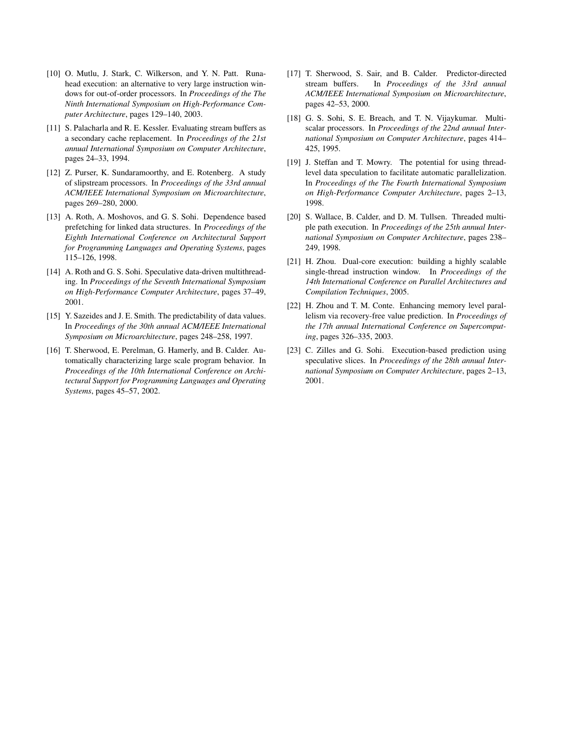[10] O. Mutlu, J. Stark, C. Wilkerson, and Y. N. Patt. Runahead execution: an alternative to very large instruction windows for out-of-order processors. In *Proceedings of the The Ninth International Symposium on High-Performance Computer Architecture*, pages 129–140, 2003.

[11] S. Palacharla and R. E. Kessler. Evaluating stream buffers as a secondary cache replacement. In *Proceedings of the 21st annual International Symposium on Computer Architecture*, pages 24–33, 1994.

[12] Z. Purser, K. Sundaramoorthy, and E. Rotenberg. A study of slipstream processors. In *Proceedings of the 33rd annual ACM/IEEE International Symposium on Microarchitecture*, pages 269–280, 2000.

[13] A. Roth, A. Moshovos, and G. S. Sohi. Dependence based prefetching for linked data structures. In *Proceedings of the Eighth International Conference on Architectural Support for Programming Languages and Operating Systems*, pages 115–126, 1998.

[14] A. Roth and G. S. Sohi. Speculative data-driven multithreading. In *Proceedings of the Seventh International Symposium on High-Performance Computer Architecture*, pages 37–49, 2001.

[15] Y. Sazeides and J. E. Smith. The predictability of data values. In *Proceedings of the 30th annual ACM/IEEE International Symposium on Microarchitecture*, pages 248–258, 1997.

[16] T. Sherwood, E. Perelman, G. Hamerly, and B. Calder. Automatically characterizing large scale program behavior. In *Proceedings of the 10th International Conference on Architectural Support for Programming Languages and Operating Systems*, pages 45–57, 2002.

[17] T. Sherwood, S. Sair, and B. Calder. Predictor-directed stream buffers. In *Proceedings of the 33rd annual ACM/IEEE International Symposium on Microarchitecture*, pages 42–53, 2000.

[18] G. S. Sohi, S. E. Breach, and T. N. Vijaykumar. Multiscalar processors. In *Proceedings of the 22nd annual International Symposium on Computer Architecture*, pages 414–425, 1995.

[19] J. Steffan and T. Mowry. The potential for using thread-level data speculation to facilitate automatic parallelization. In *Proceedings of the The Fourth International Symposium on High-Performance Computer Architecture*, pages 2–13, 1998.

[20] S. Wallace, B. Calder, and D. M. Tullsen. Threaded multiple path execution. In *Proceedings of the 25th annual International Symposium on Computer Architecture*, pages 238–249, 1998.

[21] H. Zhou. Dual-core execution: building a highly scalable single-thread instruction window. In *Proceedings of the 14th International Conference on Parallel Architectures and Compilation Techniques*, 2005.

[22] H. Zhou and T. M. Conte. Enhancing memory level parallelism via recovery-free value prediction. In *Proceedings of the 17th annual International Conference on Supercomputing*, pages 326–335, 2003.

[23] C. Zilles and G. Sohi. Execution-based prediction using speculative slices. In *Proceedings of the 28th annual International Symposium on Computer Architecture*, pages 2–13, 2001.